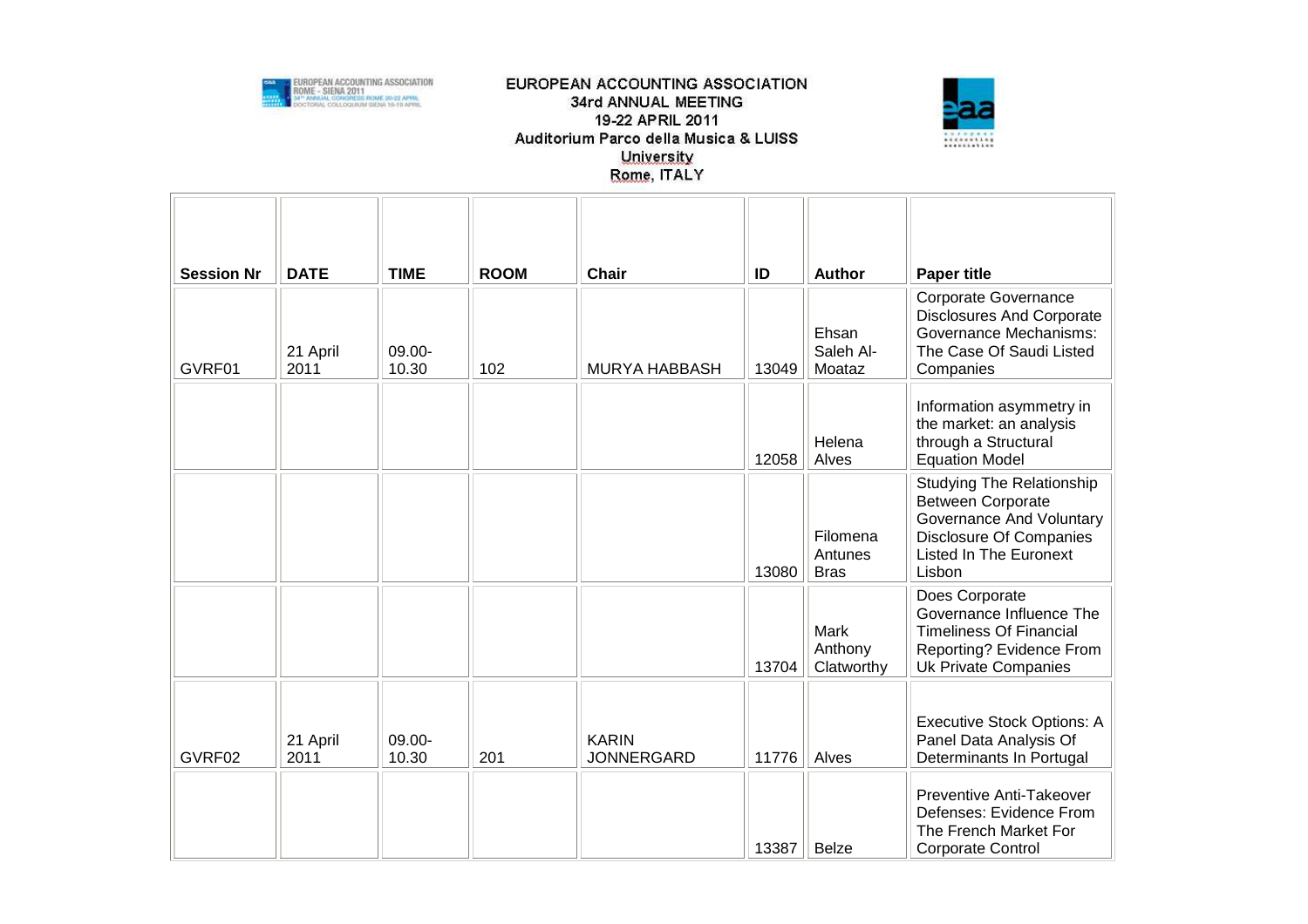EUROPEAN ACCOUNTING ASSOCIATION
34rd ANNUAL MEETING
19-22 APRIL 2011
Auditorium Parco della Musica & LUISS University
Rome, ITALY

| Session Nr | DATE | TIME | ROOM | Chair | ID | Author | Paper title |
|---|---|---|---|---|---|---|---|
| GVRF01 | 21 April 2011 | 09.00-10.30 | 102 | MURYA HABBASH | 13049 | Ehsan Saleh Al-Moataz | Corporate Governance Disclosures And Corporate Governance Mechanisms: The Case Of Saudi Listed Companies |
| | | | | | 12058 | Helena Alves | Information asymmetry in the market: an analysis through a Structural Equation Model |
| | | | | | 13080 | Filomena Antunes Bras | Studying The Relationship Between Corporate Governance And Voluntary Disclosure Of Companies Listed In The Euronext Lisbon |
| | | | | | 13704 | Mark Anthony Clatworthy | Does Corporate Governance Influence The Timeliness Of Financial Reporting? Evidence From Uk Private Companies |
| GVRF02 | 21 April 2011 | 09.00-10.30 | 201 | KARIN JONNERGARD | 11776 | Alves | Executive Stock Options: A Panel Data Analysis Of Determinants In Portugal |
| | | | | | 13387 | Belze | Preventive Anti-Takeover Defenses: Evidence From The French Market For Corporate Control |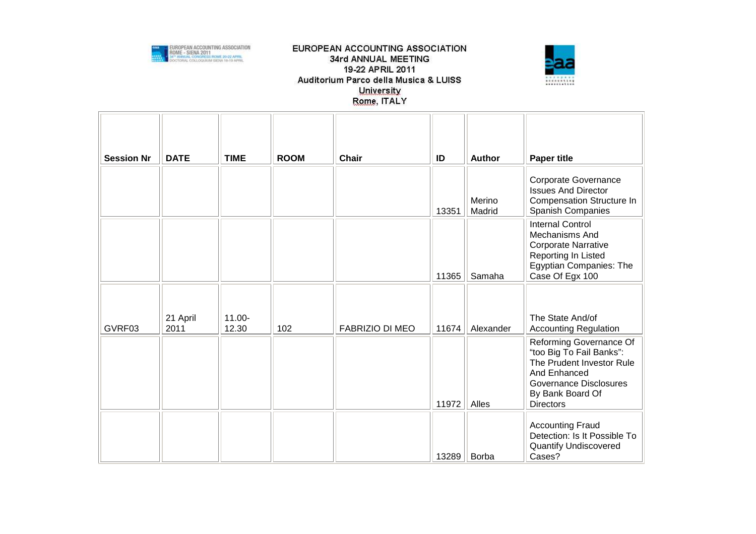| Session Nr | DATE | TIME | ROOM | Chair | ID | Author | Paper title |
|---|---|---|---|---|---|---|---|
| | | | | | 13351 | Merino Madrid | Corporate Governance Issues And Director Compensation Structure In Spanish Companies |
| | | | | | 11365 | Samaha | Internal Control Mechanisms And Corporate Narrative Reporting In Listed Egyptian Companies: The Case Of Egx 100 |
| GVRF03 | 21 April 2011 | 11.00-12.30 | 102 | FABRIZIO DI MEO | 11674 | Alexander | The State And/of Accounting Regulation |
| | | | | | 11972 | Alles | Reforming Governance Of "too Big To Fail Banks": The Prudent Investor Rule And Enhanced Governance Disclosures By Bank Board Of Directors |
| | | | | | 13289 | Borba | Accounting Fraud Detection: Is It Possible To Quantify Undiscovered Cases? |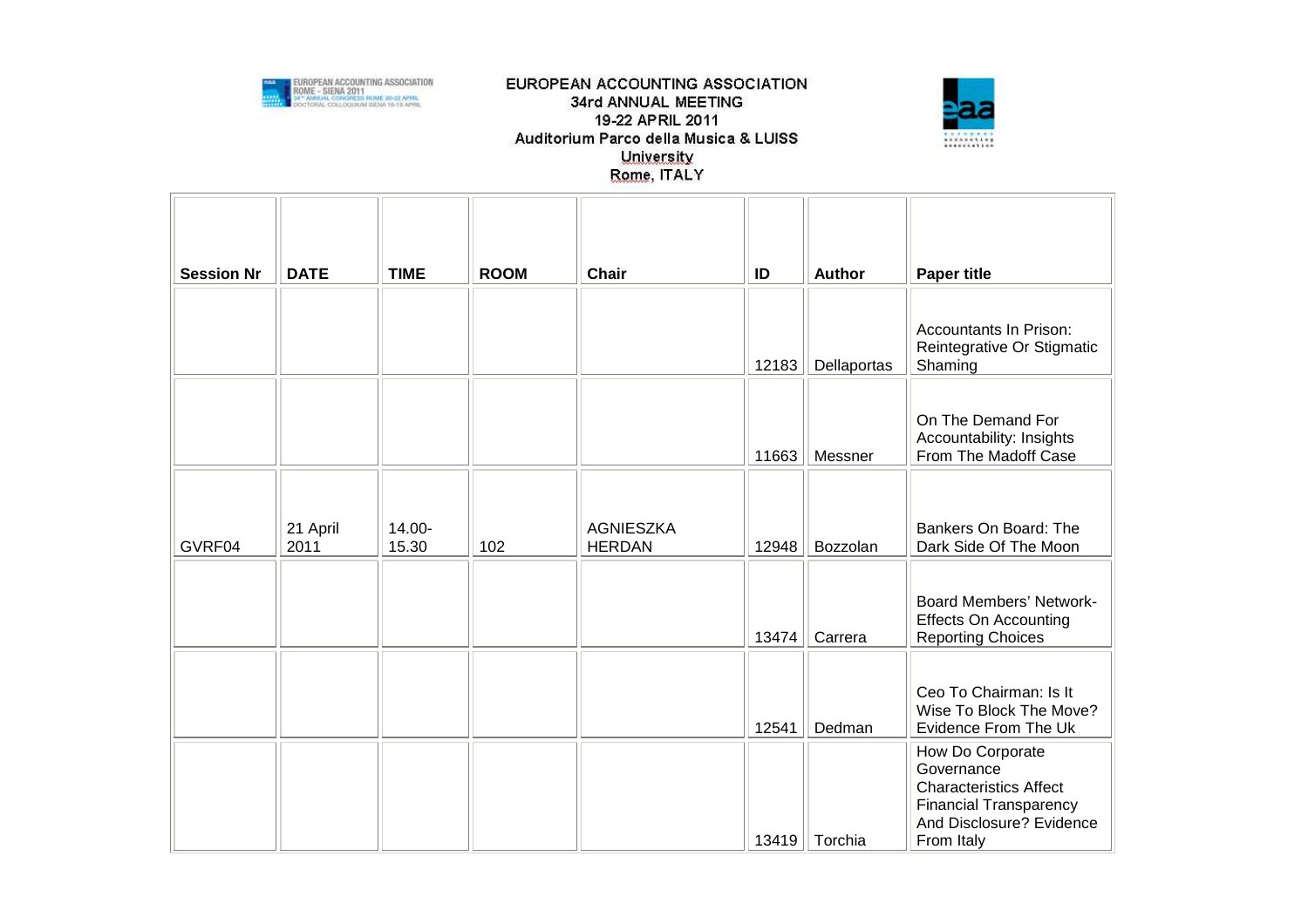EUROPEAN ACCOUNTING ASSOCIATION
34rd ANNUAL MEETING
19-22 APRIL 2011
Auditorium Parco della Musica & LUISS University
Rome, ITALY

| Session Nr | DATE | TIME | ROOM | Chair | ID | Author | Paper title |
|---|---|---|---|---|---|---|---|
| | | | | | 12183 | Dellaportas | Accountants In Prison: Reintegrative Or Stigmatic Shaming |
| | | | | | 11663 | Messner | On The Demand For Accountability: Insights From The Madoff Case |
| GVRF04 | 21 April 2011 | 14.00-15.30 | 102 | AGNIESZKA HERDAN | 12948 | Bozzolan | Bankers On Board: The Dark Side Of The Moon |
| | | | | | 13474 | Carrera | Board Members' Network-Effects On Accounting Reporting Choices |
| | | | | | 12541 | Dedman | Ceo To Chairman: Is It Wise To Block The Move? Evidence From The Uk |
| | | | | | 13419 | Torchia | How Do Corporate Governance Characteristics Affect Financial Transparency And Disclosure? Evidence From Italy |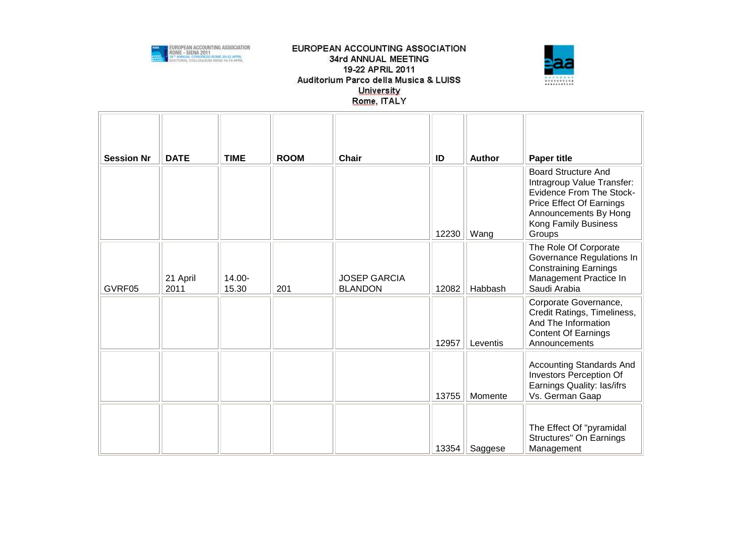| Session Nr | DATE | TIME | ROOM | Chair | ID | Author | Paper title |
|---|---|---|---|---|---|---|---|
| | | | | | 12230 | Wang | Board Structure And Intragroup Value Transfer: Evidence From The Stock-Price Effect Of Earnings Announcements By Hong Kong Family Business Groups |
| GVRF05 | 21 April 2011 | 14.00-15.30 | 201 | JOSEP GARCIA BLANDON | 12082 | Habbash | The Role Of Corporate Governance Regulations In Constraining Earnings Management Practice In Saudi Arabia |
| | | | | | 12957 | Leventis | Corporate Governance, Credit Ratings, Timeliness, And The Information Content Of Earnings Announcements |
| | | | | | 13755 | Momente | Accounting Standards And Investors Perception Of Earnings Quality: Ias/ifrs Vs. German Gaap |
| | | | | | 13354 | Saggese | The Effect Of "pyramidal Structures" On Earnings Management |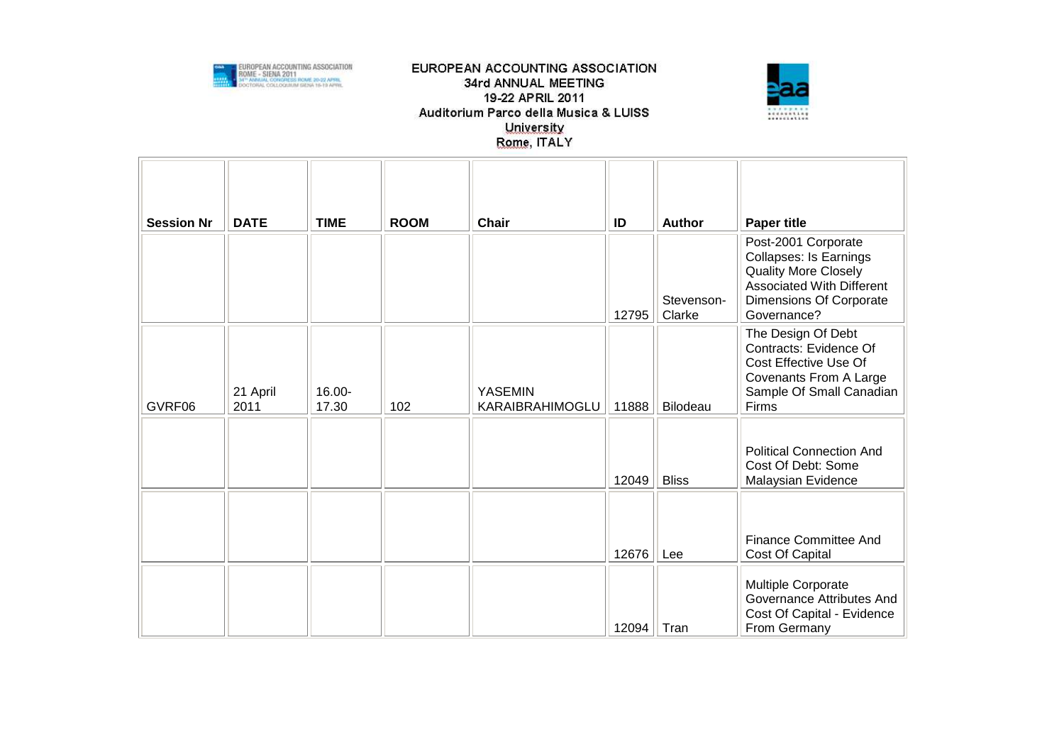EUROPEAN ACCOUNTING ASSOCIATION
34rd ANNUAL MEETING
19-22 APRIL 2011
Auditorium Parco della Musica & LUISS University
Rome, ITALY

| Session Nr | DATE | TIME | ROOM | Chair | ID | Author | Paper title |
|---|---|---|---|---|---|---|---|
| | | | | | 12795 | Stevenson-Clarke | Post-2001 Corporate Collapses: Is Earnings Quality More Closely Associated With Different Dimensions Of Corporate Governance? |
| GVRF06 | 21 April 2011 | 16.00-17.30 | 102 | YASEMIN KARAIBRAHIMOGLU | 11888 | Bilodeau | The Design Of Debt Contracts: Evidence Of Cost Effective Use Of Covenants From A Large Sample Of Small Canadian Firms |
| | | | | | 12049 | Bliss | Political Connection And Cost Of Debt: Some Malaysian Evidence |
| | | | | | 12676 | Lee | Finance Committee And Cost Of Capital |
| | | | | | 12094 | Tran | Multiple Corporate Governance Attributes And Cost Of Capital - Evidence From Germany |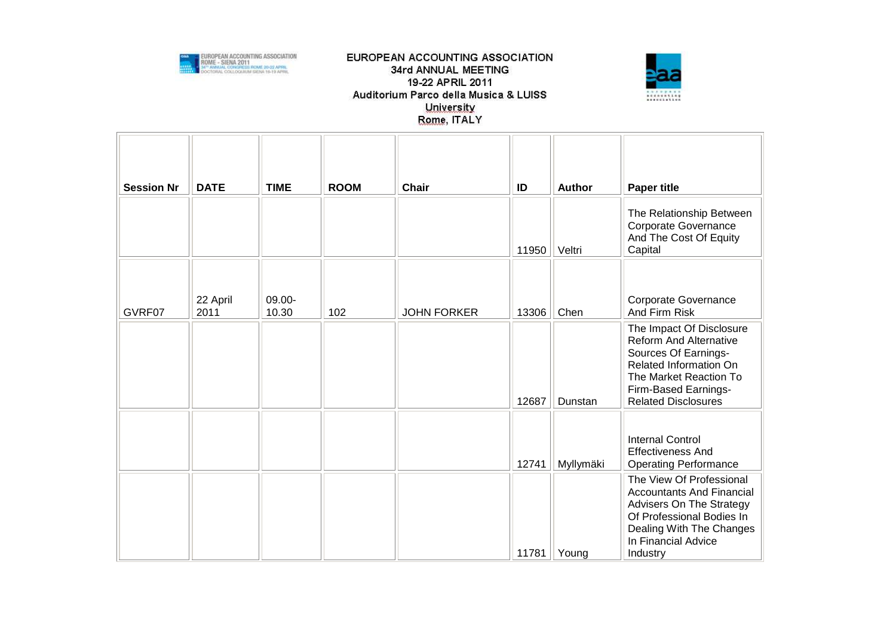# EUROPEAN ACCOUNTING ASSOCIATION
## 34rd ANNUAL MEETING
## 19-22 APRIL 2011
## Auditorium Parco della Musica & LUISS University
## Rome, ITALY

| Session Nr | DATE | TIME | ROOM | Chair | ID | Author | Paper title |
|---|---|---|---|---|---|---|---|
| | | | | | 11950 | Veltri | The Relationship Between Corporate Governance And The Cost Of Equity Capital |
| GVRF07 | 22 April 2011 | 09.00-10.30 | 102 | JOHN FORKER | 13306 | Chen | Corporate Governance And Firm Risk |
| | | | | | 12687 | Dunstan | The Impact Of Disclosure Reform And Alternative Sources Of Earnings-Related Information On The Market Reaction To Firm-Based Earnings-Related Disclosures |
| | | | | | 12741 | Myllymäki | Internal Control Effectiveness And Operating Performance |
| | | | | | 11781 | Young | The View Of Professional Accountants And Financial Advisers On The Strategy Of Professional Bodies In Dealing With The Changes In Financial Advice Industry |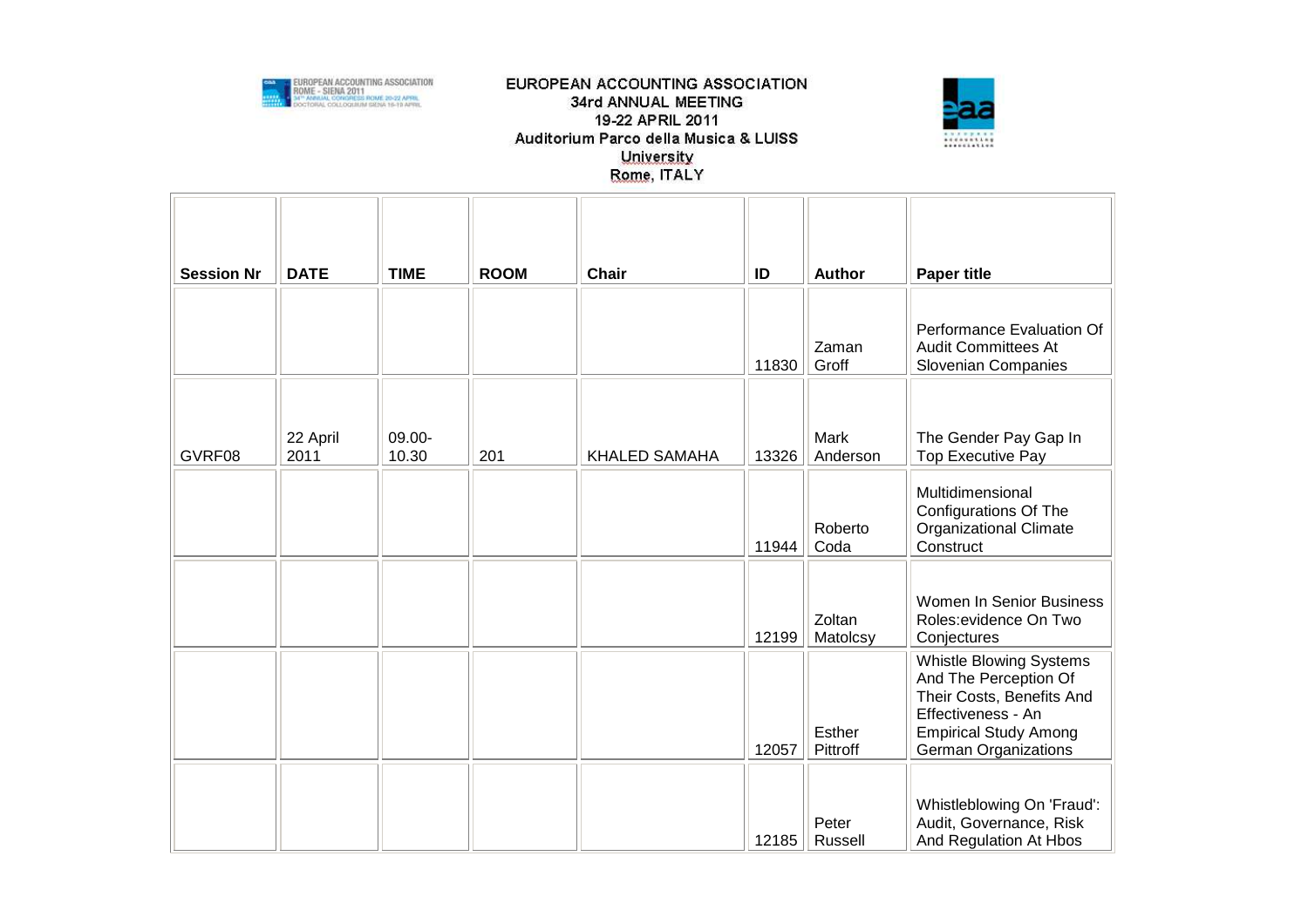EUROPEAN ACCOUNTING ASSOCIATION
34rd ANNUAL MEETING
19-22 APRIL 2011
Auditorium Parco della Musica & LUISS University
Rome, ITALY

| Session Nr | DATE | TIME | ROOM | Chair | ID | Author | Paper title |
|---|---|---|---|---|---|---|---|
| | | | | | 11830 | Zaman Groff | Performance Evaluation Of Audit Committees At Slovenian Companies |
| GVRF08 | 22 April 2011 | 09.00-10.30 | 201 | KHALED SAMAHA | 13326 | Mark Anderson | The Gender Pay Gap In Top Executive Pay |
| | | | | | 11944 | Roberto Coda | Multidimensional Configurations Of The Organizational Climate Construct |
| | | | | | 12199 | Zoltan Matolcsy | Women In Senior Business Roles:evidence On Two Conjectures |
| | | | | | 12057 | Esther Pittroff | Whistle Blowing Systems And The Perception Of Their Costs, Benefits And Effectiveness - An Empirical Study Among German Organizations |
| | | | | | 12185 | Peter Russell | Whistleblowing On 'Fraud': Audit, Governance, Risk And Regulation At Hbos |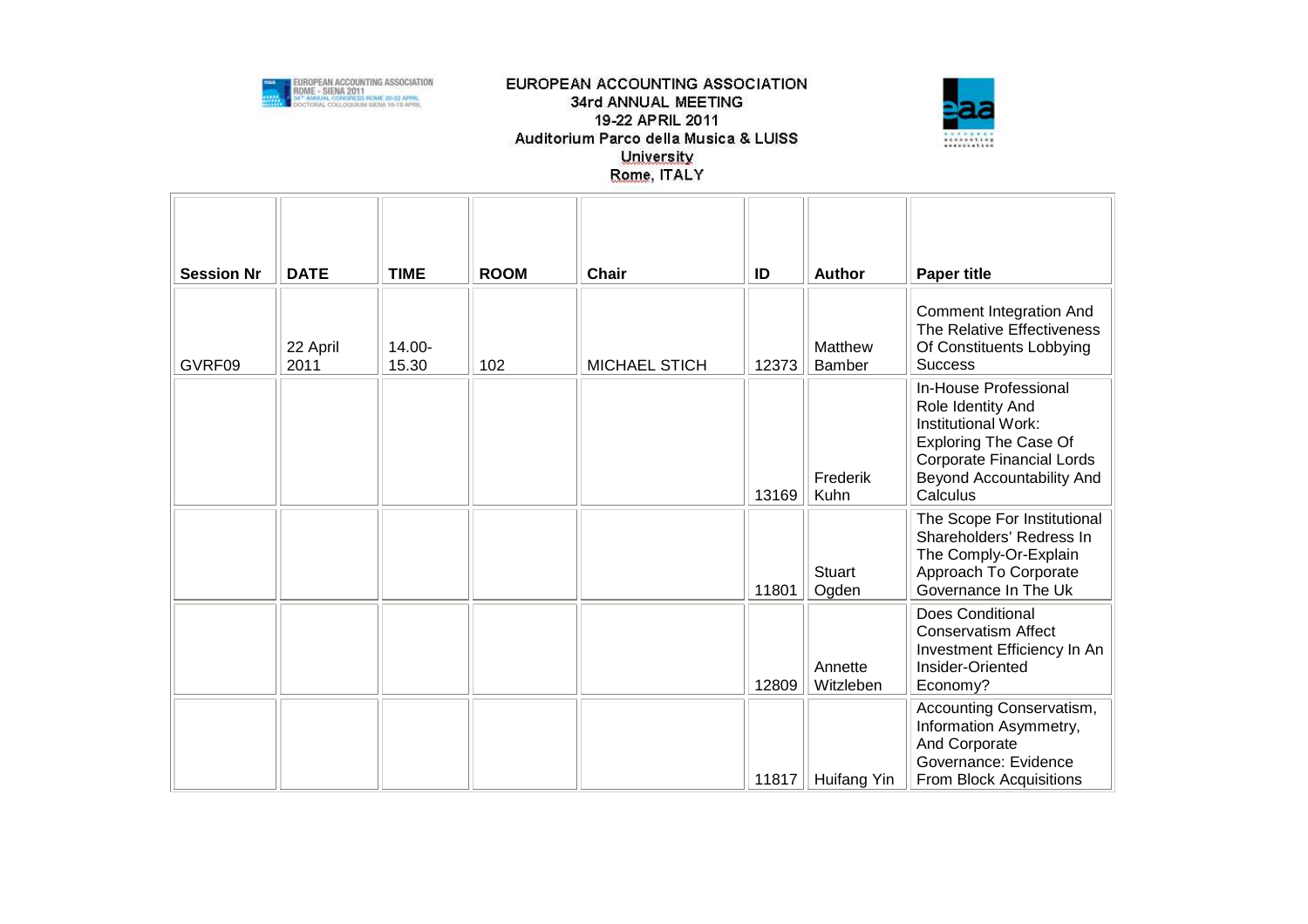EUROPEAN ACCOUNTING ASSOCIATION
34rd ANNUAL MEETING
19-22 APRIL 2011
Auditorium Parco della Musica & LUISS University
Rome, ITALY

| Session Nr | DATE | TIME | ROOM | Chair | ID | Author | Paper title |
|---|---|---|---|---|---|---|---|
| GVRF09 | 22 April 2011 | 14.00-15.30 | 102 | MICHAEL STICH | 12373 | Matthew Bamber | Comment Integration And The Relative Effectiveness Of Constituents Lobbying Success |
| | | | | | 13169 | Frederik Kuhn | In-House Professional Role Identity And Institutional Work: Exploring The Case Of Corporate Financial Lords Beyond Accountability And Calculus |
| | | | | | 11801 | Stuart Ogden | The Scope For Institutional Shareholders' Redress In The Comply-Or-Explain Approach To Corporate Governance In The Uk |
| | | | | | 12809 | Annette Witzleben | Does Conditional Conservatism Affect Investment Efficiency In An Insider-Oriented Economy? |
| | | | | | 11817 | Huifang Yin | Accounting Conservatism, Information Asymmetry, And Corporate Governance: Evidence From Block Acquisitions |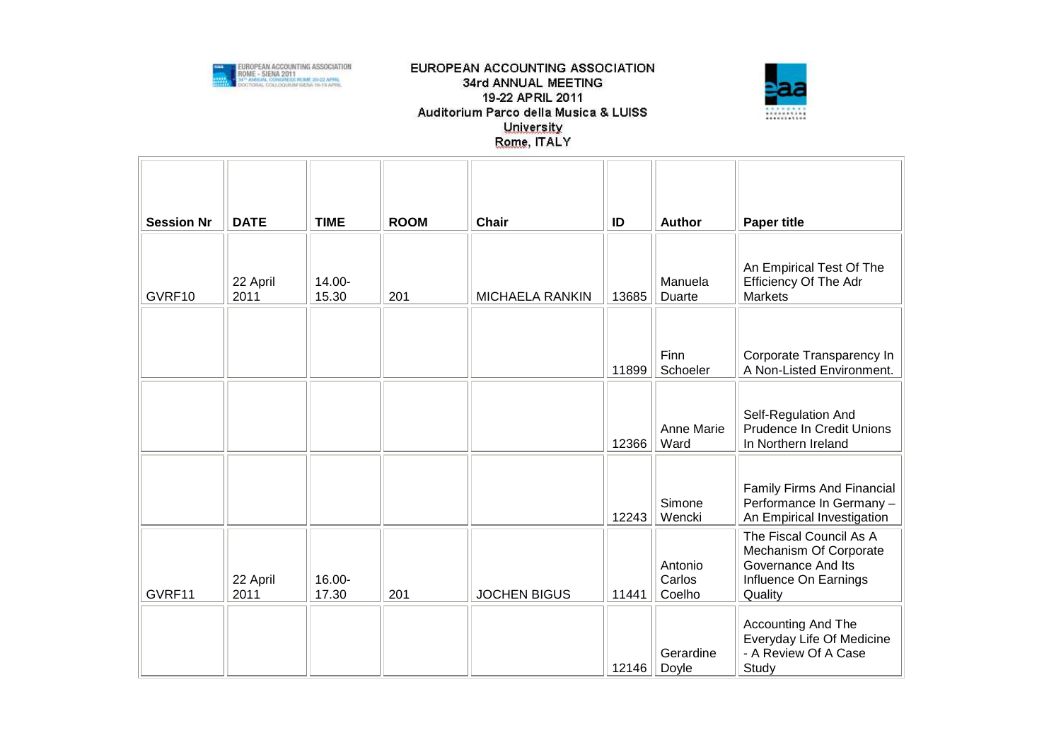EUROPEAN ACCOUNTING ASSOCIATION
34rd ANNUAL MEETING
19-22 APRIL 2011
Auditorium Parco della Musica & LUISS University
Rome, ITALY

| Session Nr | DATE | TIME | ROOM | Chair | ID | Author | Paper title |
|---|---|---|---|---|---|---|---|
| GVRF10 | 22 April 2011 | 14.00-15.30 | 201 | MICHAELA RANKIN | 13685 | Manuela Duarte | An Empirical Test Of The Efficiency Of The Adr Markets |
| | | | | | 11899 | Finn Schoeler | Corporate Transparency In A Non-Listed Environment. |
| | | | | | 12366 | Anne Marie Ward | Self-Regulation And Prudence In Credit Unions In Northern Ireland |
| | | | | | 12243 | Simone Wencki | Family Firms And Financial Performance In Germany – An Empirical Investigation |
| GVRF11 | 22 April 2011 | 16.00-17.30 | 201 | JOCHEN BIGUS | 11441 | Antonio Carlos Coelho | The Fiscal Council As A Mechanism Of Corporate Governance And Its Influence On Earnings Quality |
| | | | | | 12146 | Gerardine Doyle | Accounting And The Everyday Life Of Medicine - A Review Of A Case Study |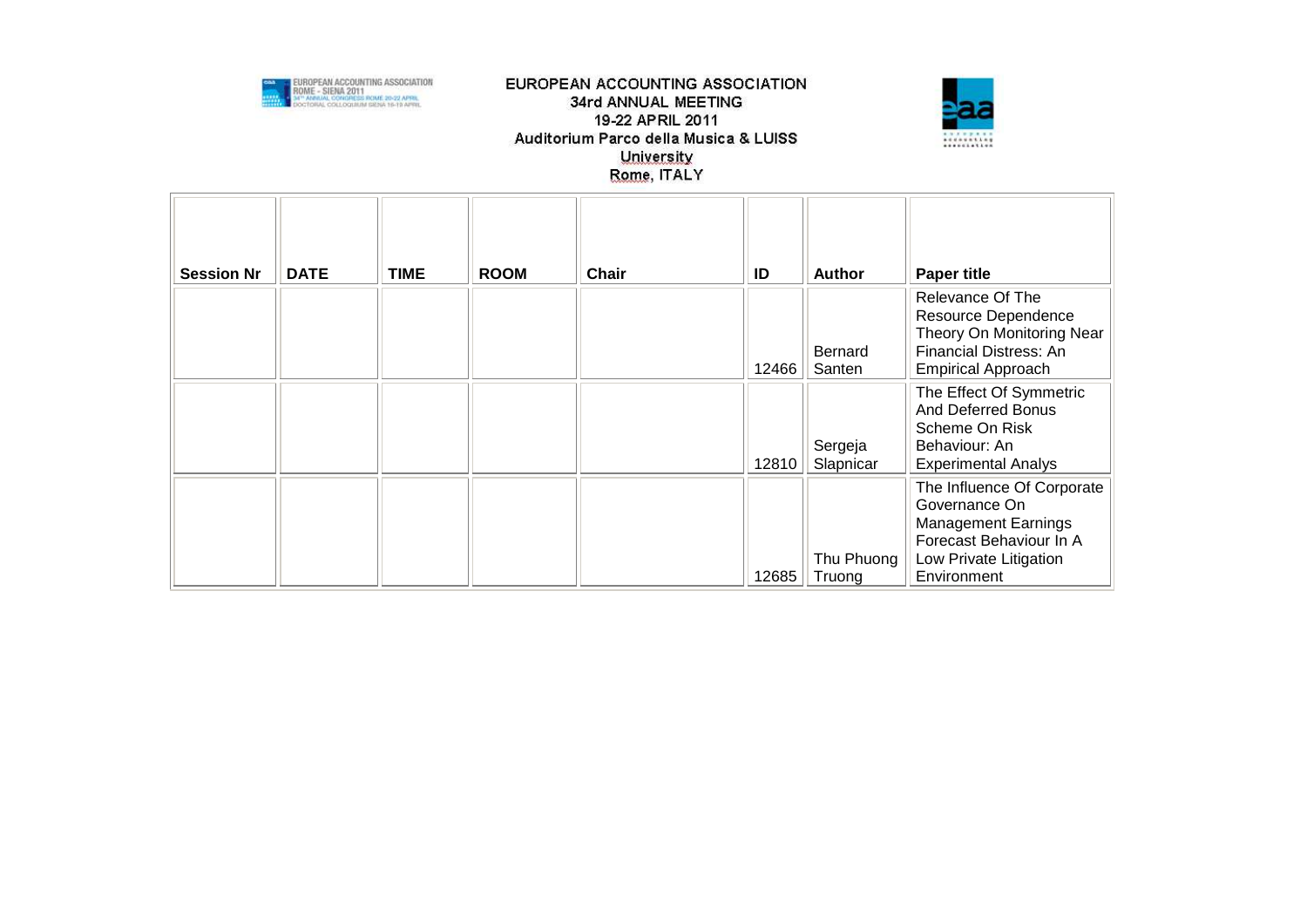| Session Nr | DATE | TIME | ROOM | Chair | ID | Author | Paper title |
|---|---|---|---|---|---|---|---|
| | | | | | 12466 | Bernard Santen | Relevance Of The Resource Dependence Theory On Monitoring Near Financial Distress: An Empirical Approach |
| | | | | | 12810 | Sergeja Slapnicar | The Effect Of Symmetric And Deferred Bonus Scheme On Risk Behaviour: An Experimental Analys |
| | | | | | 12685 | Thu Phuong Truong | The Influence Of Corporate Governance On Management Earnings Forecast Behaviour In A Low Private Litigation Environment |